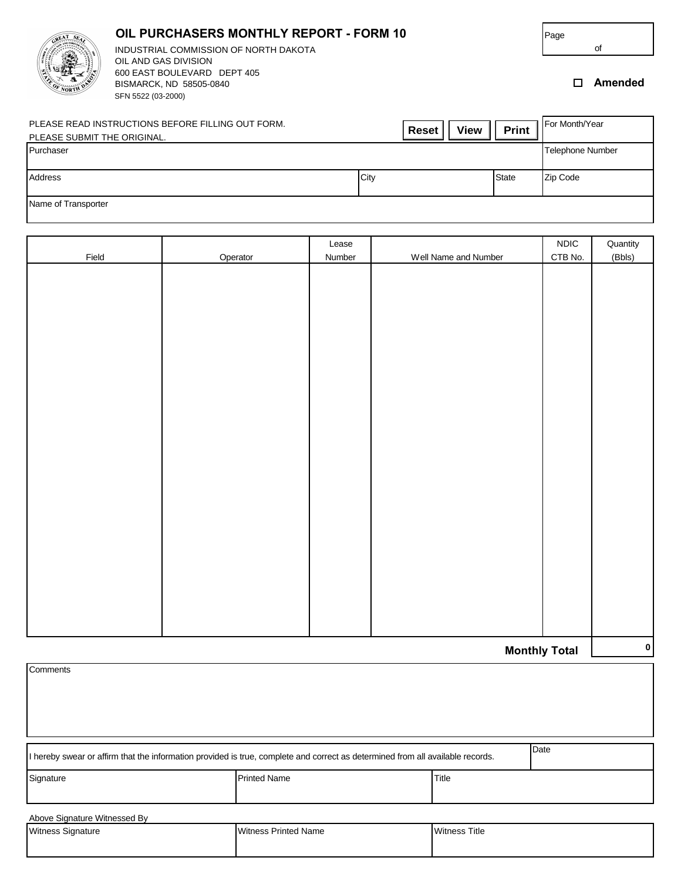# OIL PURCHASERS MONTHLY REPORT - FORM 10

INDUSTRIAL COMMISSION OF NORTH DAKOTA
OIL AND GAS DIVISION
600 EAST BOULEVARD DEPT 405
BISMARCK, ND 58505-0840
SFN 5522 (03-2000)

| Page | of |
|---|---|
| | |

☐ **Amended**

PLEASE READ INSTRUCTIONS BEFORE FILLING OUT FORM.
PLEASE SUBMIT THE ORIGINAL.

**Reset** **View** **Print**

| For Month/Year | | | |
|---|---|---|---|
| Purchaser | | | Telephone Number |
| Address | City | State | Zip Code |
| Name of Transporter | | | |

| Field | Operator | Lease Number | Well Name and Number | NDIC CTB No. | Quantity (Bbls) |
|---|---|---|---|---|---|
| | | | | | |

**Monthly Total** 0

Comments

| I hereby swear or affirm that the information provided is true, complete and correct as determined from all available records. | | Date |
|---|---|---|
| Signature | Printed Name | Title |

Above Signature Witnessed By

| Witness Signature | Witness Printed Name | Witness Title |
|---|---|---|
| | | |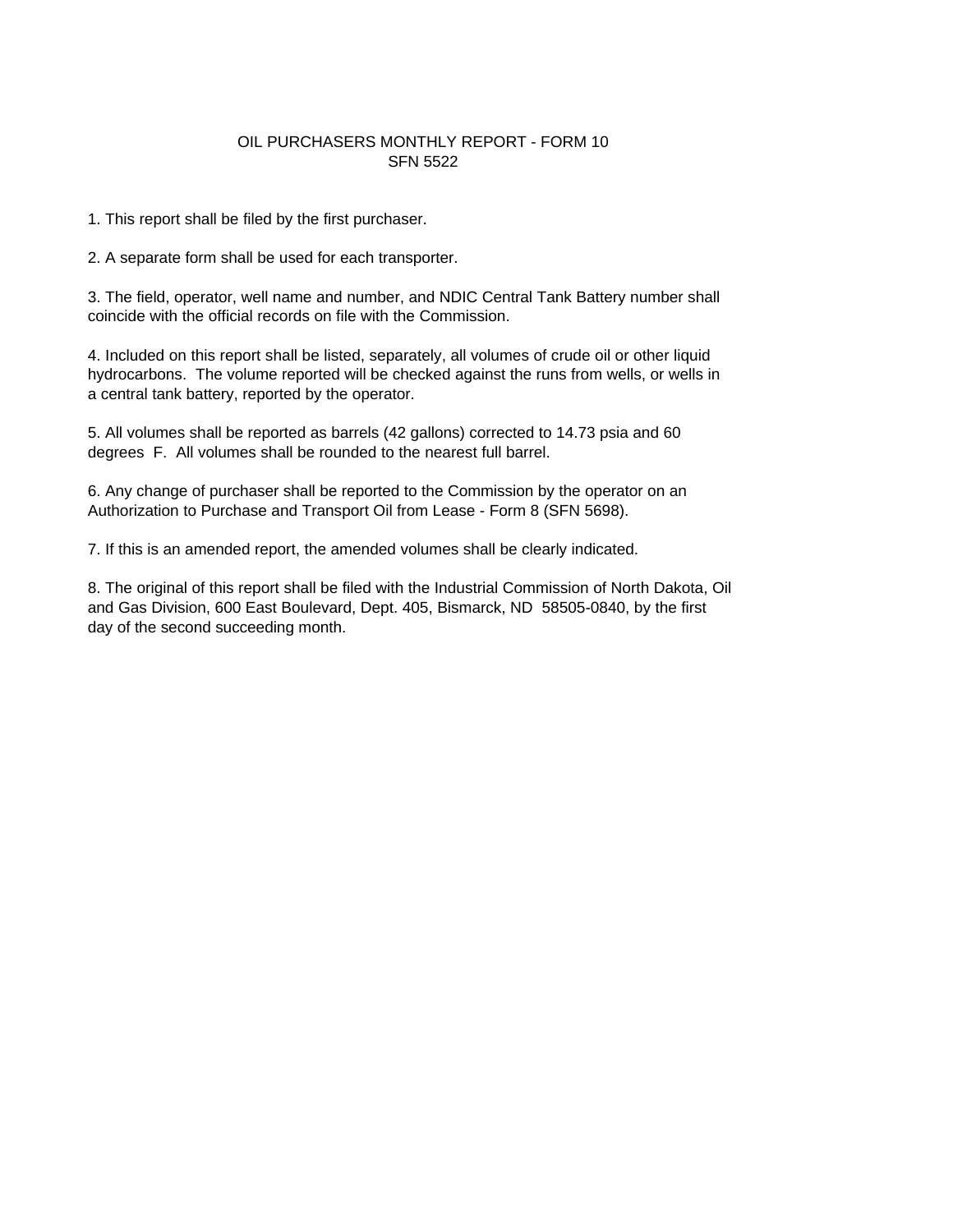# OIL PURCHASERS MONTHLY REPORT - FORM 10
## SFN 5522

1. This report shall be filed by the first purchaser.

2. A separate form shall be used for each transporter.

3. The field, operator, well name and number, and NDIC Central Tank Battery number shall coincide with the official records on file with the Commission.

4. Included on this report shall be listed, separately, all volumes of crude oil or other liquid hydrocarbons. The volume reported will be checked against the runs from wells, or wells in a central tank battery, reported by the operator.

5. All volumes shall be reported as barrels (42 gallons) corrected to 14.73 psia and 60 degrees F. All volumes shall be rounded to the nearest full barrel.

6. Any change of purchaser shall be reported to the Commission by the operator on an Authorization to Purchase and Transport Oil from Lease - Form 8 (SFN 5698).

7. If this is an amended report, the amended volumes shall be clearly indicated.

8. The original of this report shall be filed with the Industrial Commission of North Dakota, Oil and Gas Division, 600 East Boulevard, Dept. 405, Bismarck, ND 58505-0840, by the first day of the second succeeding month.